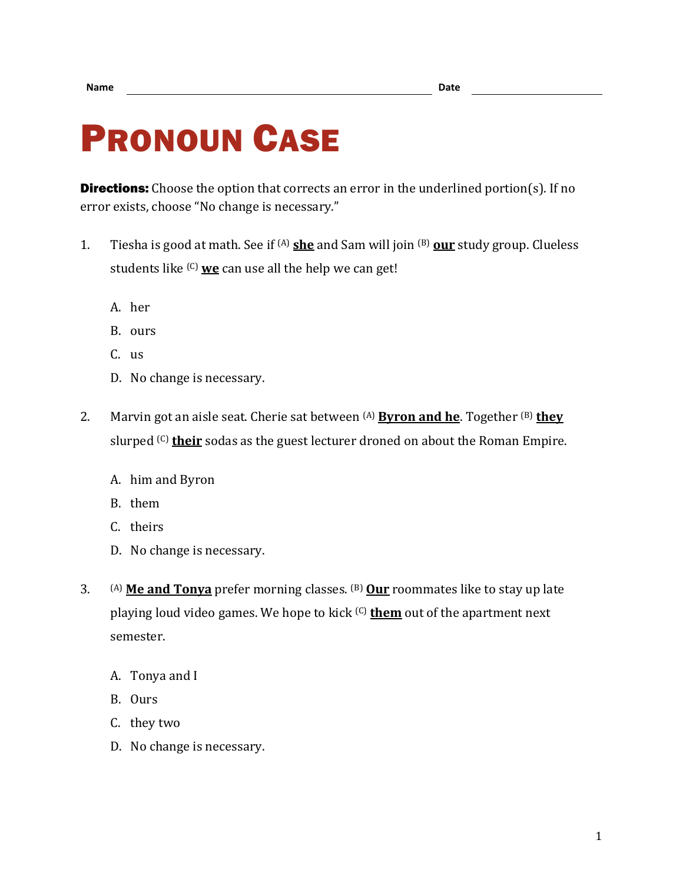Name \_\_\_\_\_\_\_\_\_\_\_\_\_\_\_\_\_\_\_\_\_\_\_\_\_\_\_\_\_\_ Date \_\_\_\_\_\_\_\_\_\_\_\_\_\_

# PRONOUN CASE

**Directions:** Choose the option that corrects an error in the underlined portion(s). If no error exists, choose "No change is necessary."

1. Tiesha is good at math. See if (A) **<u>she</u>** and Sam will join (B) **<u>our</u>** study group. Clueless students like (C) **<u>we</u>** can use all the help we can get!

   A. her
   B. ours
   C. us
   D. No change is necessary.

2. Marvin got an aisle seat. Cherie sat between (A) **<u>Byron and he</u>**. Together (B) **<u>they</u>** slurped (C) **<u>their</u>** sodas as the guest lecturer droned on about the Roman Empire.

   A. him and Byron
   B. them
   C. theirs
   D. No change is necessary.

3. (A) **<u>Me and Tonya</u>** prefer morning classes. (B) **<u>Our</u>** roommates like to stay up late playing loud video games. We hope to kick (C) **<u>them</u>** out of the apartment next semester.

   A. Tonya and I
   B. Ours
   C. they two
   D. No change is necessary.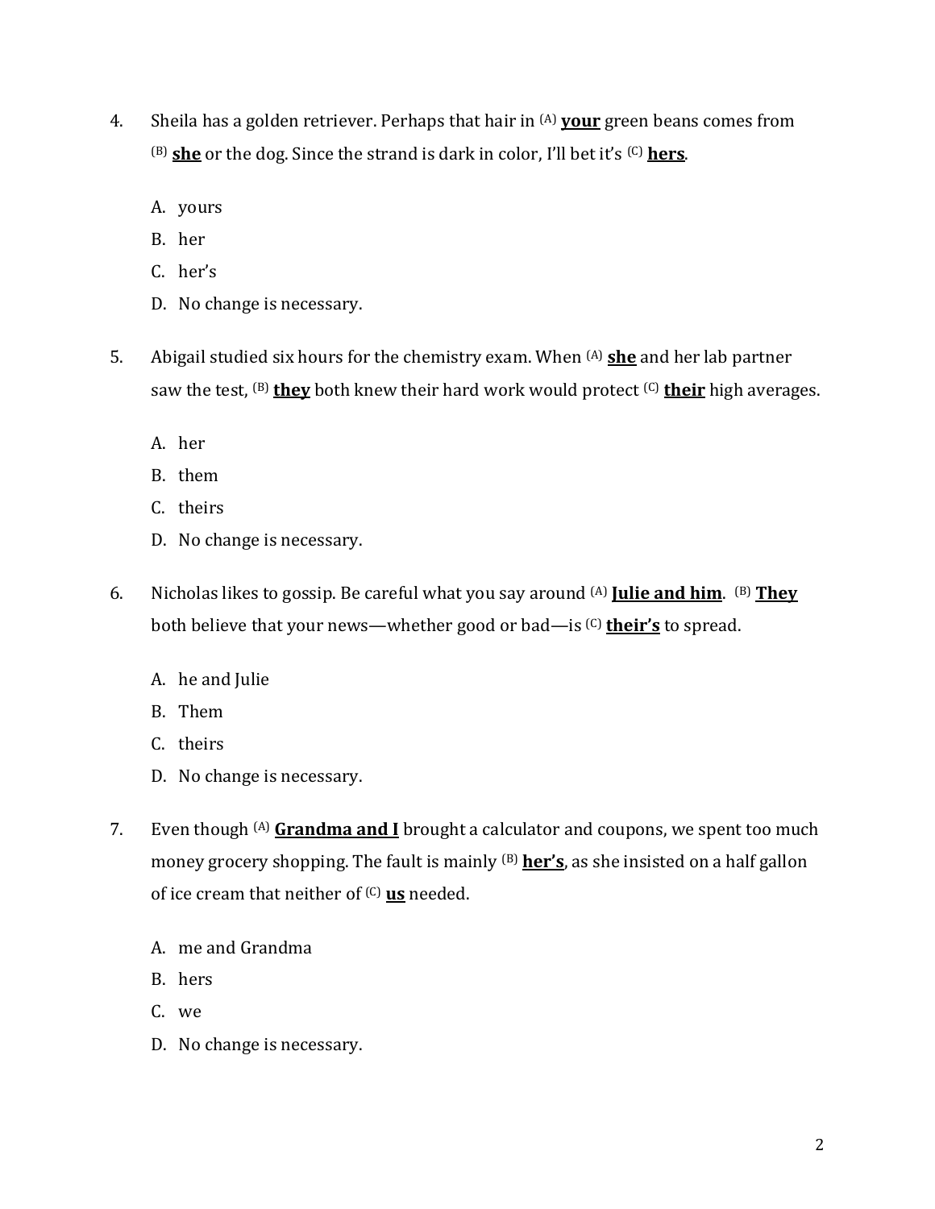4. Sheila has a golden retriever. Perhaps that hair in (A) **<u>your</u>** green beans comes from (B) **<u>she</u>** or the dog. Since the strand is dark in color, I'll bet it's (C) **<u>hers</u>**.

   A. yours
   B. her
   C. her's
   D. No change is necessary.

5. Abigail studied six hours for the chemistry exam. When (A) **<u>she</u>** and her lab partner saw the test, (B) **<u>they</u>** both knew their hard work would protect (C) **<u>their</u>** high averages.

   A. her
   B. them
   C. theirs
   D. No change is necessary.

6. Nicholas likes to gossip. Be careful what you say around (A) **<u>Julie and him</u>**. (B) **<u>They</u>** both believe that your news—whether good or bad—is (C) **<u>their's</u>** to spread.

   A. he and Julie
   B. Them
   C. theirs
   D. No change is necessary.

7. Even though (A) **<u>Grandma and I</u>** brought a calculator and coupons, we spent too much money grocery shopping. The fault is mainly (B) **<u>her's</u>**, as she insisted on a half gallon of ice cream that neither of (C) **<u>us</u>** needed.

   A. me and Grandma
   B. hers
   C. we
   D. No change is necessary.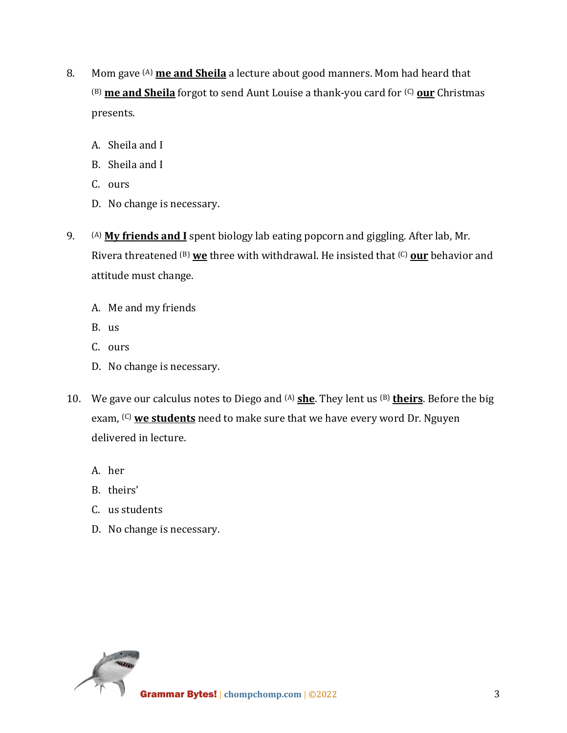8. Mom gave (A) **<u>me and Sheila</u>** a lecture about good manners. Mom had heard that (B) **<u>me and Sheila</u>** forgot to send Aunt Louise a thank-you card for (C) **<u>our</u>** Christmas presents.

   A. Sheila and I
   B. Sheila and I
   C. ours
   D. No change is necessary.

9. (A) **<u>My friends and I</u>** spent biology lab eating popcorn and giggling. After lab, Mr. Rivera threatened (B) **<u>we</u>** three with withdrawal. He insisted that (C) **<u>our</u>** behavior and attitude must change.

   A. Me and my friends
   B. us
   C. ours
   D. No change is necessary.

10. We gave our calculus notes to Diego and (A) **<u>she</u>**. They lent us (B) **<u>theirs</u>**. Before the big exam, (C) **<u>we students</u>** need to make sure that we have every word Dr. Nguyen delivered in lecture.

    A. her
    B. theirs'
    C. us students
    D. No change is necessary.